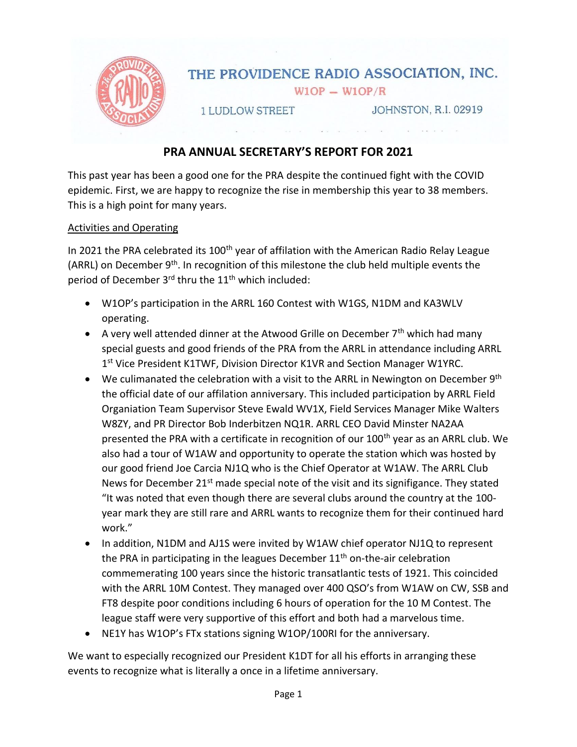THE PROVIDENCE RADIO ASSOCIATION, INC.

W1OP — W1OP/R

1 LUDLOW STREET JOHNSTON, R.I. 02919

# PRA ANNUAL SECRETARY'S REPORT FOR 2021

This past year has been a good one for the PRA despite the continued fight with the COVID epidemic. First, we are happy to recognize the rise in membership this year to 38 members. This is a high point for many years.

## Activities and Operating

In 2021 the PRA celebrated its 100th year of affilation with the American Radio Relay League (ARRL) on December 9th. In recognition of this milestone the club held multiple events the period of December 3rd thru the 11th which included:

- W1OP's participation in the ARRL 160 Contest with W1GS, N1DM and KA3WLV operating.
- A very well attended dinner at the Atwood Grille on December 7th which had many special guests and good friends of the PRA from the ARRL in attendance including ARRL 1st Vice President K1TWF, Division Director K1VR and Section Manager W1YRC.
- We culimanated the celebration with a visit to the ARRL in Newington on December 9th the official date of our affilation anniversary. This included participation by ARRL Field Organiation Team Supervisor Steve Ewald WV1X, Field Services Manager Mike Walters W8ZY, and PR Director Bob Inderbitzen NQ1R. ARRL CEO David Minster NA2AA presented the PRA with a certificate in recognition of our 100th year as an ARRL club. We also had a tour of W1AW and opportunity to operate the station which was hosted by our good friend Joe Carcia NJ1Q who is the Chief Operator at W1AW. The ARRL Club News for December 21st made special note of the visit and its signifigance. They stated "It was noted that even though there are several clubs around the country at the 100-year mark they are still rare and ARRL wants to recognize them for their continued hard work."
- In addition, N1DM and AJ1S were invited by W1AW chief operator NJ1Q to represent the PRA in participating in the leagues December 11th on-the-air celebration commemerating 100 years since the historic transatlantic tests of 1921. This coincided with the ARRL 10M Contest. They managed over 400 QSO's from W1AW on CW, SSB and FT8 despite poor conditions including 6 hours of operation for the 10 M Contest. The league staff were very supportive of this effort and both had a marvelous time.
- NE1Y has W1OP's FTx stations signing W1OP/100RI for the anniversary.

We want to especially recognized our President K1DT for all his efforts in arranging these events to recognize what is literally a once in a lifetime anniversary.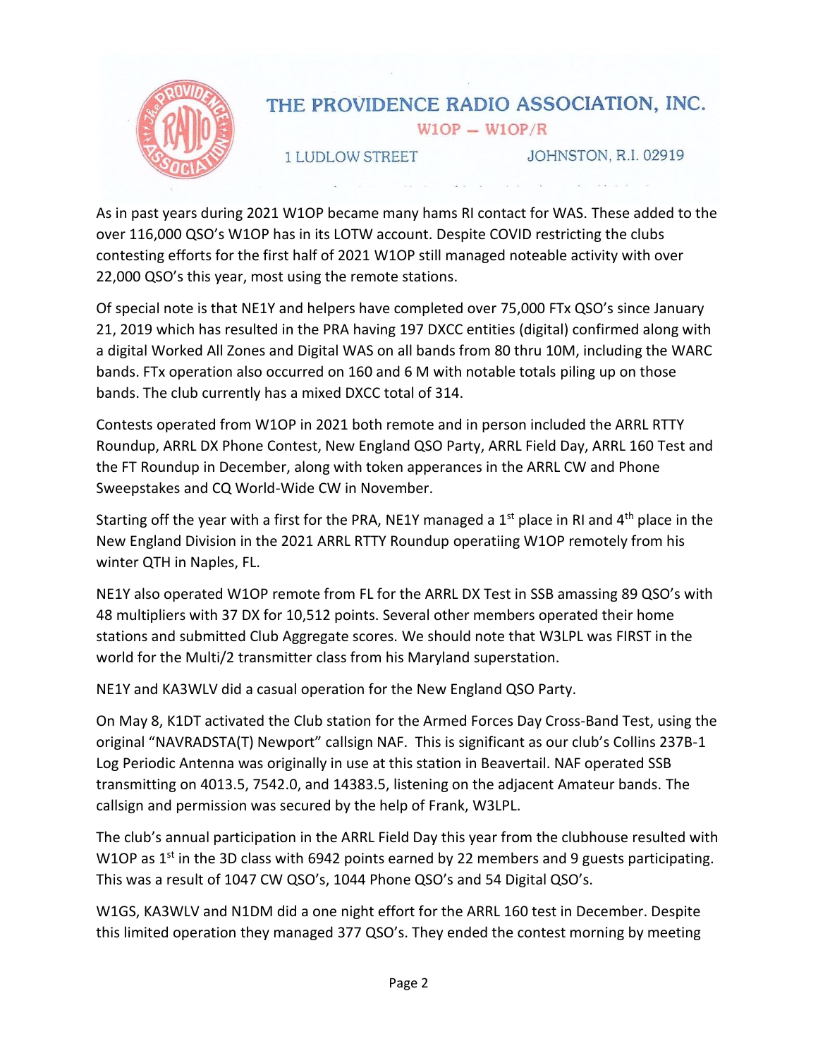# THE PROVIDENCE RADIO ASSOCIATION, INC.

W1OP — W1OP/R

1 LUDLOW STREET JOHNSTON, R.I. 02919

As in past years during 2021 W1OP became many hams RI contact for WAS. These added to the over 116,000 QSO's W1OP has in its LOTW account. Despite COVID restricting the clubs contesting efforts for the first half of 2021 W1OP still managed noteable activity with over 22,000 QSO's this year, most using the remote stations.

Of special note is that NE1Y and helpers have completed over 75,000 FTx QSO's since January 21, 2019 which has resulted in the PRA having 197 DXCC entities (digital) confirmed along with a digital Worked All Zones and Digital WAS on all bands from 80 thru 10M, including the WARC bands. FTx operation also occurred on 160 and 6 M with notable totals piling up on those bands. The club currently has a mixed DXCC total of 314.

Contests operated from W1OP in 2021 both remote and in person included the ARRL RTTY Roundup, ARRL DX Phone Contest, New England QSO Party, ARRL Field Day, ARRL 160 Test and the FT Roundup in December, along with token appearances in the ARRL CW and Phone Sweepstakes and CQ World-Wide CW in November.

Starting off the year with a first for the PRA, NE1Y managed a 1st place in RI and 4th place in the New England Division in the 2021 ARRL RTTY Roundup operatiing W1OP remotely from his winter QTH in Naples, FL.

NE1Y also operated W1OP remote from FL for the ARRL DX Test in SSB amassing 89 QSO's with 48 multipliers with 37 DX for 10,512 points. Several other members operated their home stations and submitted Club Aggregate scores. We should note that W3LPL was FIRST in the world for the Multi/2 transmitter class from his Maryland superstation.

NE1Y and KA3WLV did a casual operation for the New England QSO Party.

On May 8, K1DT activated the Club station for the Armed Forces Day Cross-Band Test, using the original "NAVRADSTA(T) Newport" callsign NAF. This is significant as our club's Collins 237B-1 Log Periodic Antenna was originally in use at this station in Beavertail. NAF operated SSB transmitting on 4013.5, 7542.0, and 14383.5, listening on the adjacent Amateur bands. The callsign and permission was secured by the help of Frank, W3LPL.

The club's annual participation in the ARRL Field Day this year from the clubhouse resulted with W1OP as 1st in the 3D class with 6942 points earned by 22 members and 9 guests participating. This was a result of 1047 CW QSO's, 1044 Phone QSO's and 54 Digital QSO's.

W1GS, KA3WLV and N1DM did a one night effort for the ARRL 160 test in December. Despite this limited operation they managed 377 QSO's. They ended the contest morning by meeting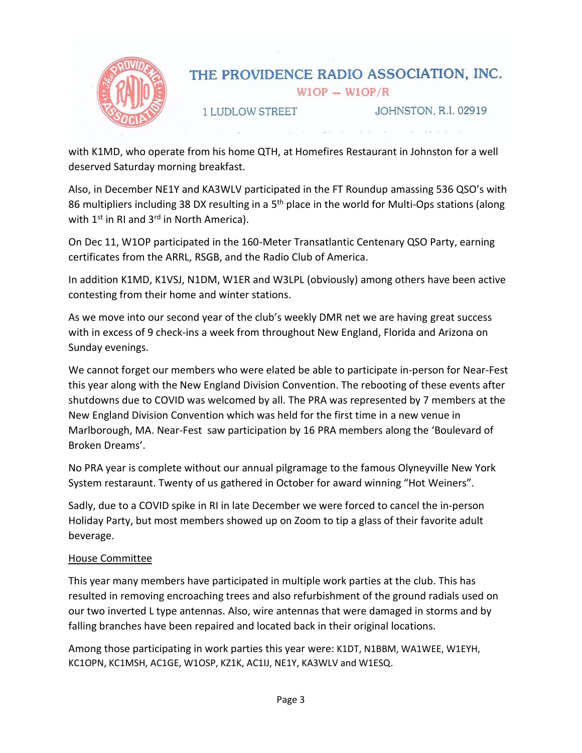with K1MD, who operate from his home QTH, at Homefires Restaurant in Johnston for a well deserved Saturday morning breakfast.

Also, in December NE1Y and KA3WLV participated in the FT Roundup amassing 536 QSO's with 86 multipliers including 38 DX resulting in a 5th place in the world for Multi-Ops stations (along with 1st in RI and 3rd in North America).

On Dec 11, W1OP participated in the 160-Meter Transatlantic Centenary QSO Party, earning certificates from the ARRL, RSGB, and the Radio Club of America.

In addition K1MD, K1VSJ, N1DM, W1ER and W3LPL (obviously) among others have been active contesting from their home and winter stations.

As we move into our second year of the club's weekly DMR net we are having great success with in excess of 9 check-ins a week from throughout New England, Florida and Arizona on Sunday evenings.

We cannot forget our members who were elated be able to participate in-person for Near-Fest this year along with the New England Division Convention. The rebooting of these events after shutdowns due to COVID was welcomed by all. The PRA was represented by 7 members at the New England Division Convention which was held for the first time in a new venue in Marlborough, MA. Near-Fest saw participation by 16 PRA members along the 'Boulevard of Broken Dreams'.

No PRA year is complete without our annual pilgramage to the famous Olyneyville New York System restaraunt. Twenty of us gathered in October for award winning "Hot Weiners".

Sadly, due to a COVID spike in RI in late December we were forced to cancel the in-person Holiday Party, but most members showed up on Zoom to tip a glass of their favorite adult beverage.

<u>House Committee</u>

This year many members have participated in multiple work parties at the club. This has resulted in removing encroaching trees and also refurbishment of the ground radials used on our two inverted L type antennas. Also, wire antennas that were damaged in storms and by falling branches have been repaired and located back in their original locations.

Among those participating in work parties this year were: K1DT, N1BBM, WA1WEE, W1EYH, KC1OPN, KC1MSH, AC1GE, W1OSP, KZ1K, AC1IJ, NE1Y, KA3WLV and W1ESQ.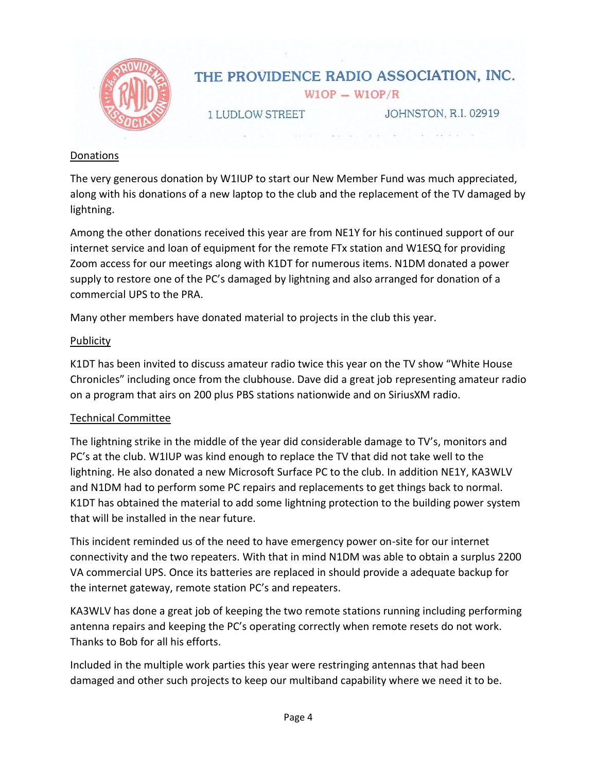THE PROVIDENCE RADIO ASSOCIATION, INC.
W1OP — W1OP/R
1 LUDLOW STREET JOHNSTON, R.I. 02919

Donations

The very generous donation by W1IUP to start our New Member Fund was much appreciated, along with his donations of a new laptop to the club and the replacement of the TV damaged by lightning.

Among the other donations received this year are from NE1Y for his continued support of our internet service and loan of equipment for the remote FTx station and W1ESQ for providing Zoom access for our meetings along with K1DT for numerous items. N1DM donated a power supply to restore one of the PC's damaged by lightning and also arranged for donation of a commercial UPS to the PRA.

Many other members have donated material to projects in the club this year.

Publicity

K1DT has been invited to discuss amateur radio twice this year on the TV show "White House Chronicles" including once from the clubhouse. Dave did a great job representing amateur radio on a program that airs on 200 plus PBS stations nationwide and on SiriusXM radio.

Technical Committee

The lightning strike in the middle of the year did considerable damage to TV's, monitors and PC's at the club. W1IUP was kind enough to replace the TV that did not take well to the lightning. He also donated a new Microsoft Surface PC to the club. In addition NE1Y, KA3WLV and N1DM had to perform some PC repairs and replacements to get things back to normal. K1DT has obtained the material to add some lightning protection to the building power system that will be installed in the near future.

This incident reminded us of the need to have emergency power on-site for our internet connectivity and the two repeaters. With that in mind N1DM was able to obtain a surplus 2200 VA commercial UPS. Once its batteries are replaced in should provide a adequate backup for the internet gateway, remote station PC's and repeaters.

KA3WLV has done a great job of keeping the two remote stations running including performing antenna repairs and keeping the PC's operating correctly when remote resets do not work. Thanks to Bob for all his efforts.

Included in the multiple work parties this year were restringing antennas that had been damaged and other such projects to keep our multiband capability where we need it to be.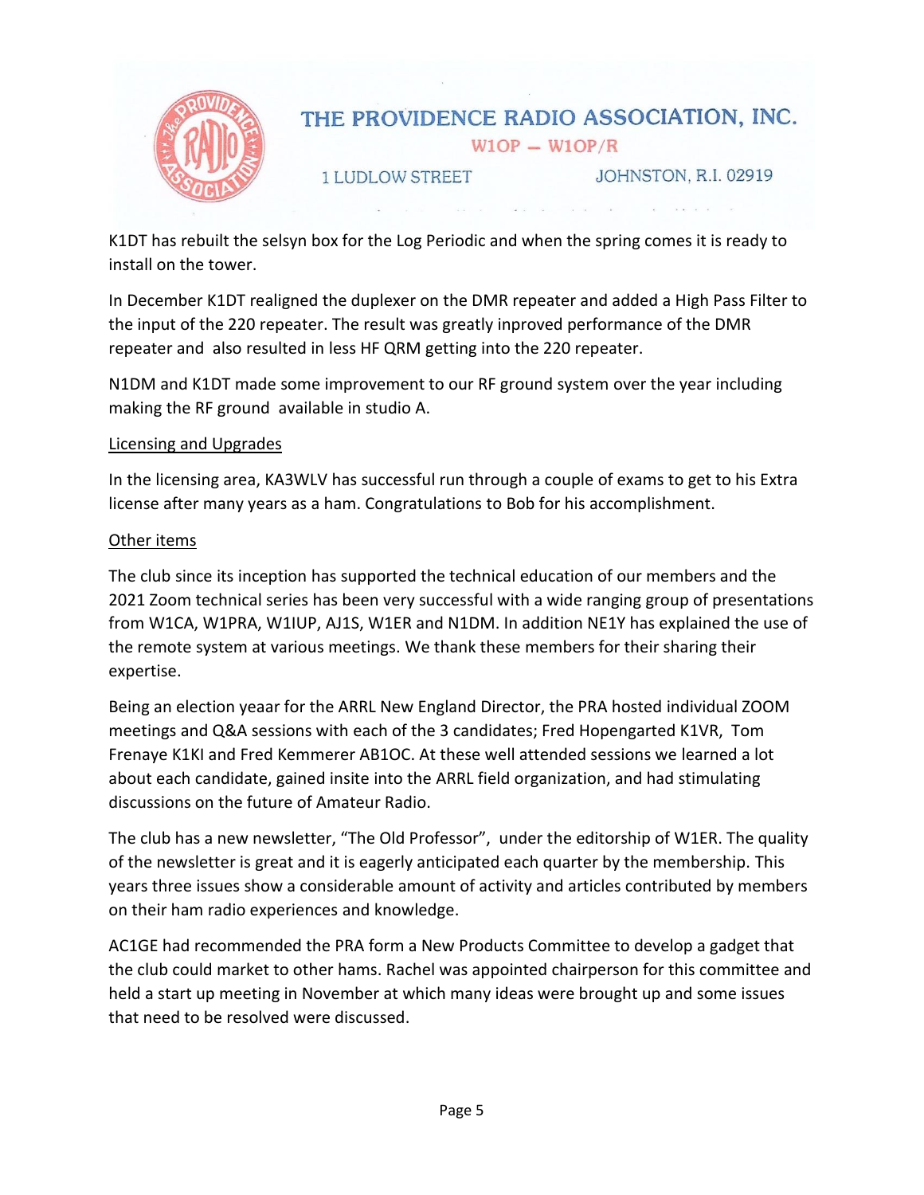K1DT has rebuilt the selsyn box for the Log Periodic and when the spring comes it is ready to install on the tower.

In December K1DT realigned the duplexer on the DMR repeater and added a High Pass Filter to the input of the 220 repeater. The result was greatly inproved performance of the DMR repeater and also resulted in less HF QRM getting into the 220 repeater.

N1DM and K1DT made some improvement to our RF ground system over the year including making the RF ground available in studio A.

<u>Licensing and Upgrades</u>

In the licensing area, KA3WLV has successful run through a couple of exams to get to his Extra license after many years as a ham. Congratulations to Bob for his accomplishment.

<u>Other items</u>

The club since its inception has supported the technical education of our members and the 2021 Zoom technical series has been very successful with a wide ranging group of presentations from W1CA, W1PRA, W1IUP, AJ1S, W1ER and N1DM. In addition NE1Y has explained the use of the remote system at various meetings. We thank these members for their sharing their expertise.

Being an election yeaar for the ARRL New England Director, the PRA hosted individual ZOOM meetings and Q&A sessions with each of the 3 candidates; Fred Hopengarted K1VR, Tom Frenaye K1KI and Fred Kemmerer AB1OC. At these well attended sessions we learned a lot about each candidate, gained insite into the ARRL field organization, and had stimulating discussions on the future of Amateur Radio.

The club has a new newsletter, "The Old Professor", under the editorship of W1ER. The quality of the newsletter is great and it is eagerly anticipated each quarter by the membership. This years three issues show a considerable amount of activity and articles contributed by members on their ham radio experiences and knowledge.

AC1GE had recommended the PRA form a New Products Committee to develop a gadget that the club could market to other hams. Rachel was appointed chairperson for this committee and held a start up meeting in November at which many ideas were brought up and some issues that need to be resolved were discussed.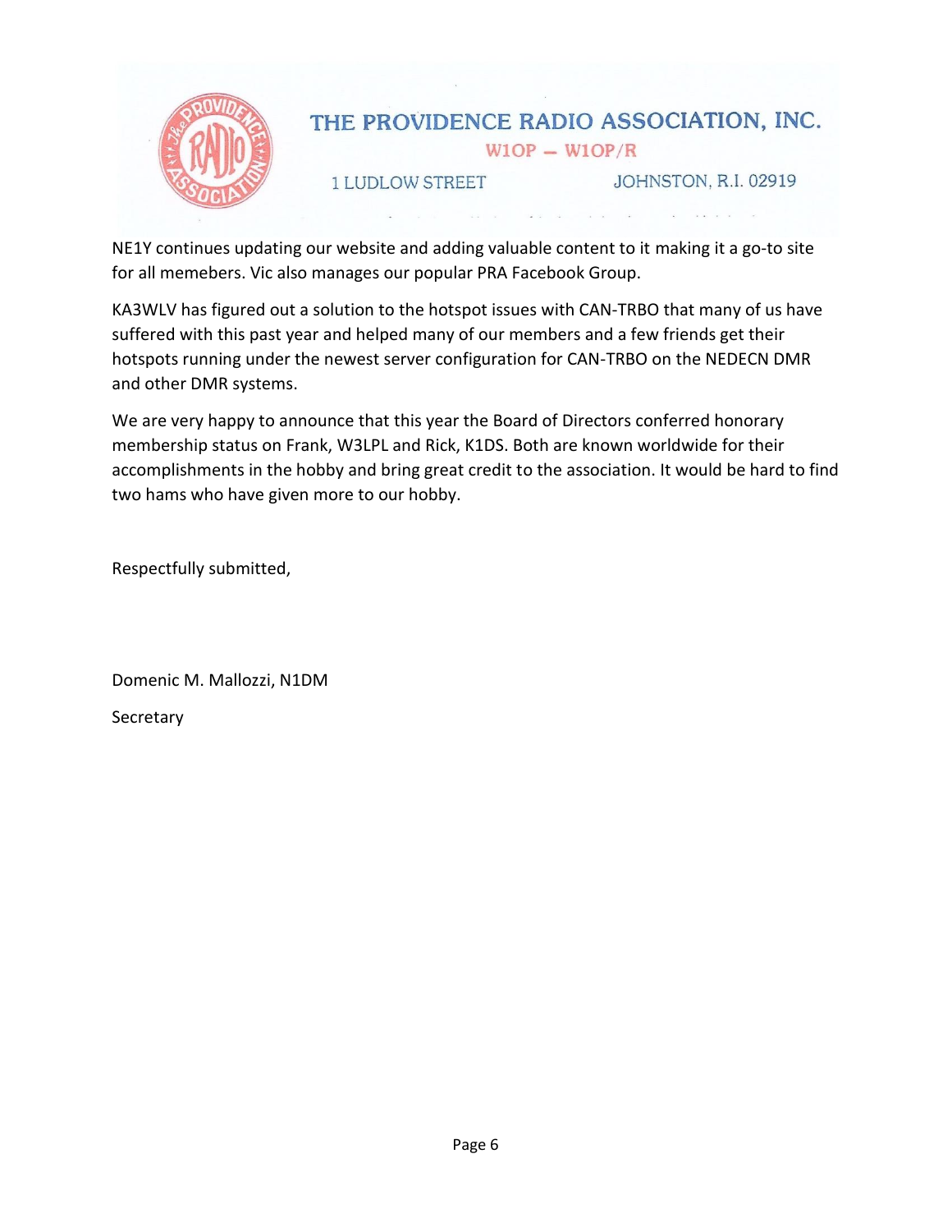THE PROVIDENCE RADIO ASSOCIATION, INC.

W1OP — W1OP/R

1 LUDLOW STREET JOHNSTON, R.I. 02919

NE1Y continues updating our website and adding valuable content to it making it a go-to site for all memebers. Vic also manages our popular PRA Facebook Group.

KA3WLV has figured out a solution to the hotspot issues with CAN-TRBO that many of us have suffered with this past year and helped many of our members and a few friends get their hotspots running under the newest server configuration for CAN-TRBO on the NEDECN DMR and other DMR systems.

We are very happy to announce that this year the Board of Directors conferred honorary membership status on Frank, W3LPL and Rick, K1DS. Both are known worldwide for their accomplishments in the hobby and bring great credit to the association. It would be hard to find two hams who have given more to our hobby.

Respectfully submitted,

Domenic M. Mallozzi, N1DM

Secretary